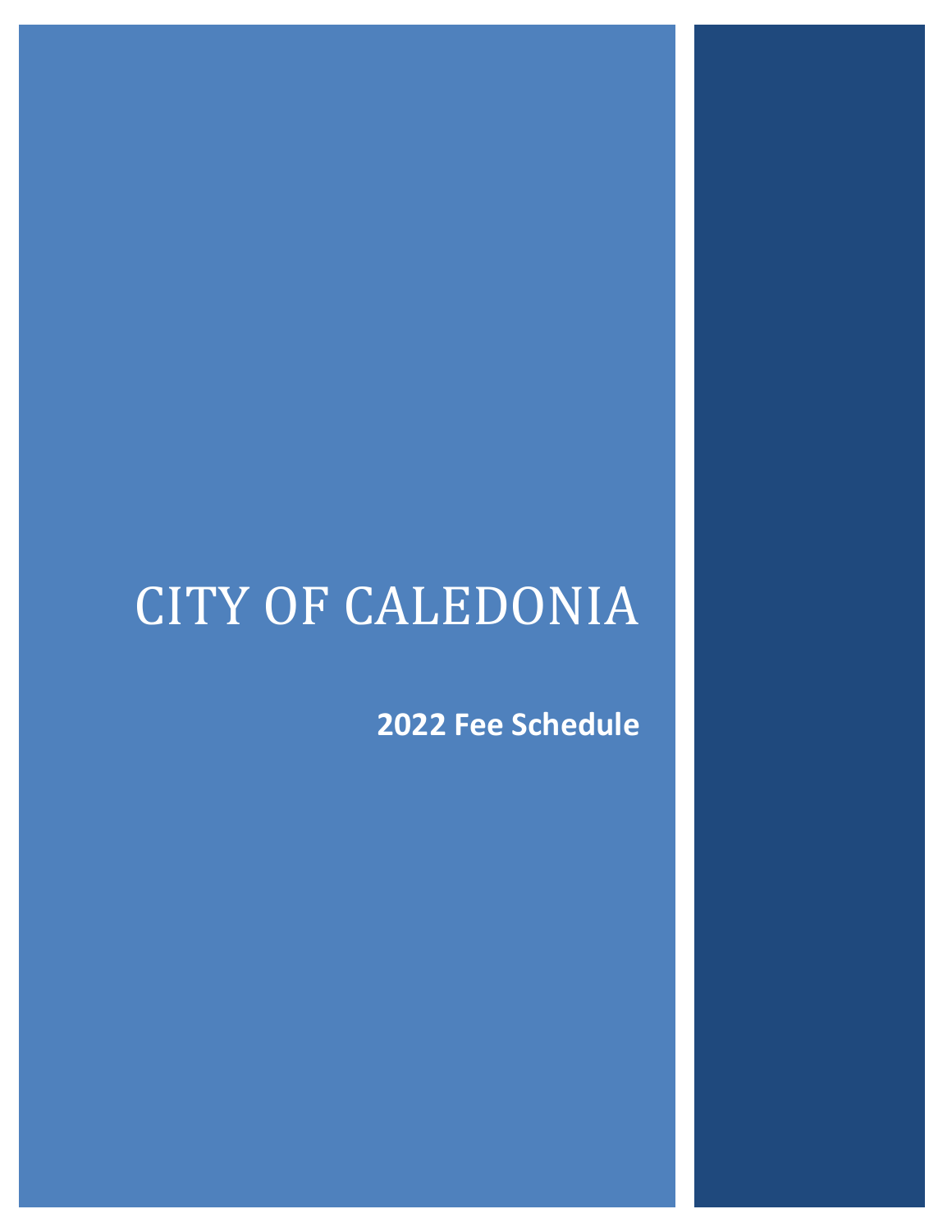# CITY OF CALEDONIA

## 2022 Fee Schedule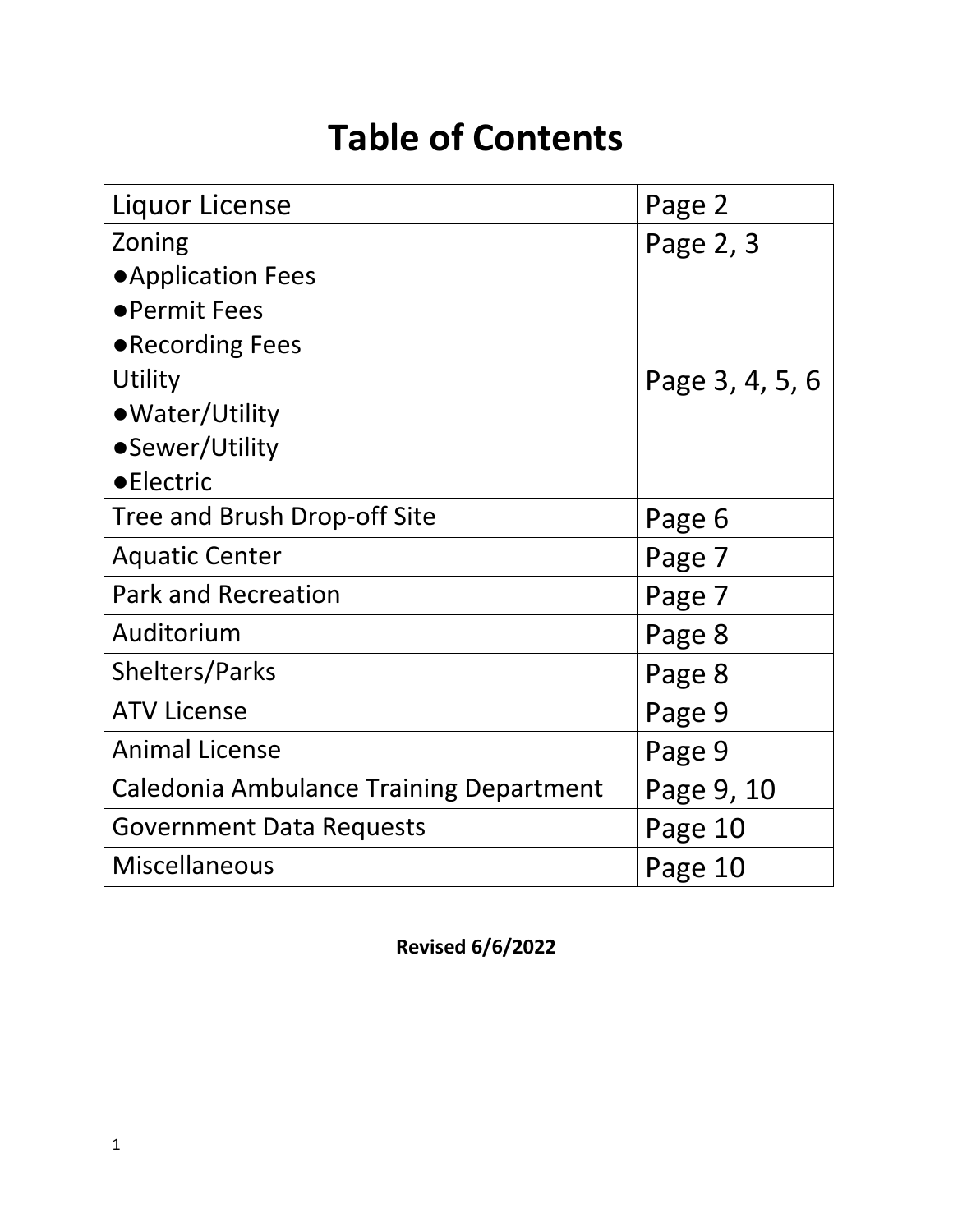# Table of Contents

| | |
|---|---|
| Liquor License | Page 2 |
| Zoning<br>●Application Fees<br>●Permit Fees<br>●Recording Fees | Page 2, 3 |
| Utility<br>●Water/Utility<br>●Sewer/Utility<br>●Electric | Page 3, 4, 5, 6 |
| Tree and Brush Drop-off Site | Page 6 |
| Aquatic Center | Page 7 |
| Park and Recreation | Page 7 |
| Auditorium | Page 8 |
| Shelters/Parks | Page 8 |
| ATV License | Page 9 |
| Animal License | Page 9 |
| Caledonia Ambulance Training Department | Page 9, 10 |
| Government Data Requests | Page 10 |
| Miscellaneous | Page 10 |

**Revised 6/6/2022**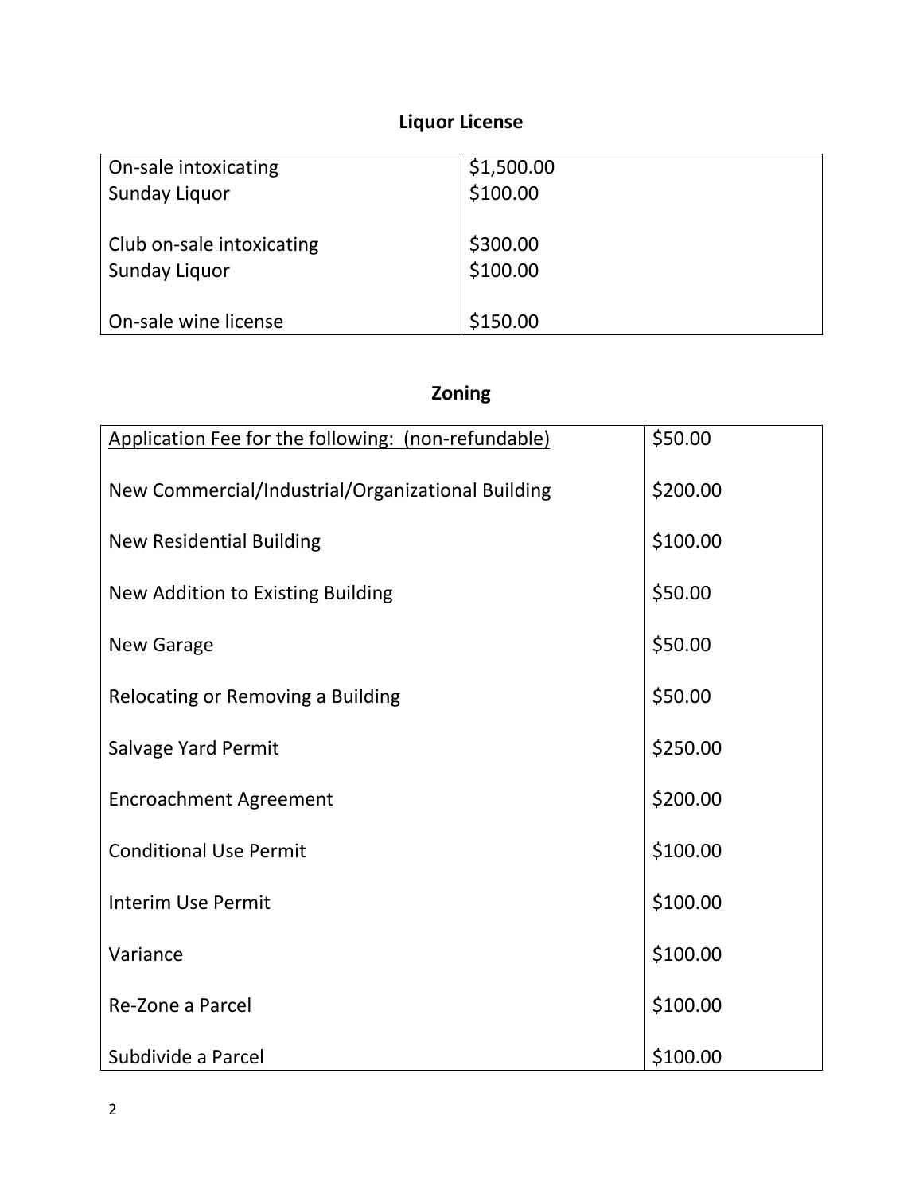## Liquor License

| | |
|---|---|
| On-sale intoxicating | $1,500.00 |
| Sunday Liquor | $100.00 |
| Club on-sale intoxicating | $300.00 |
| Sunday Liquor | $100.00 |
| On-sale wine license | $150.00 |

## Zoning

| | |
|---|---|
| Application Fee for the following: (non-refundable) | $50.00 |
| New Commercial/Industrial/Organizational Building | $200.00 |
| New Residential Building | $100.00 |
| New Addition to Existing Building | $50.00 |
| New Garage | $50.00 |
| Relocating or Removing a Building | $50.00 |
| Salvage Yard Permit | $250.00 |
| Encroachment Agreement | $200.00 |
| Conditional Use Permit | $100.00 |
| Interim Use Permit | $100.00 |
| Variance | $100.00 |
| Re-Zone a Parcel | $100.00 |
| Subdivide a Parcel | $100.00 |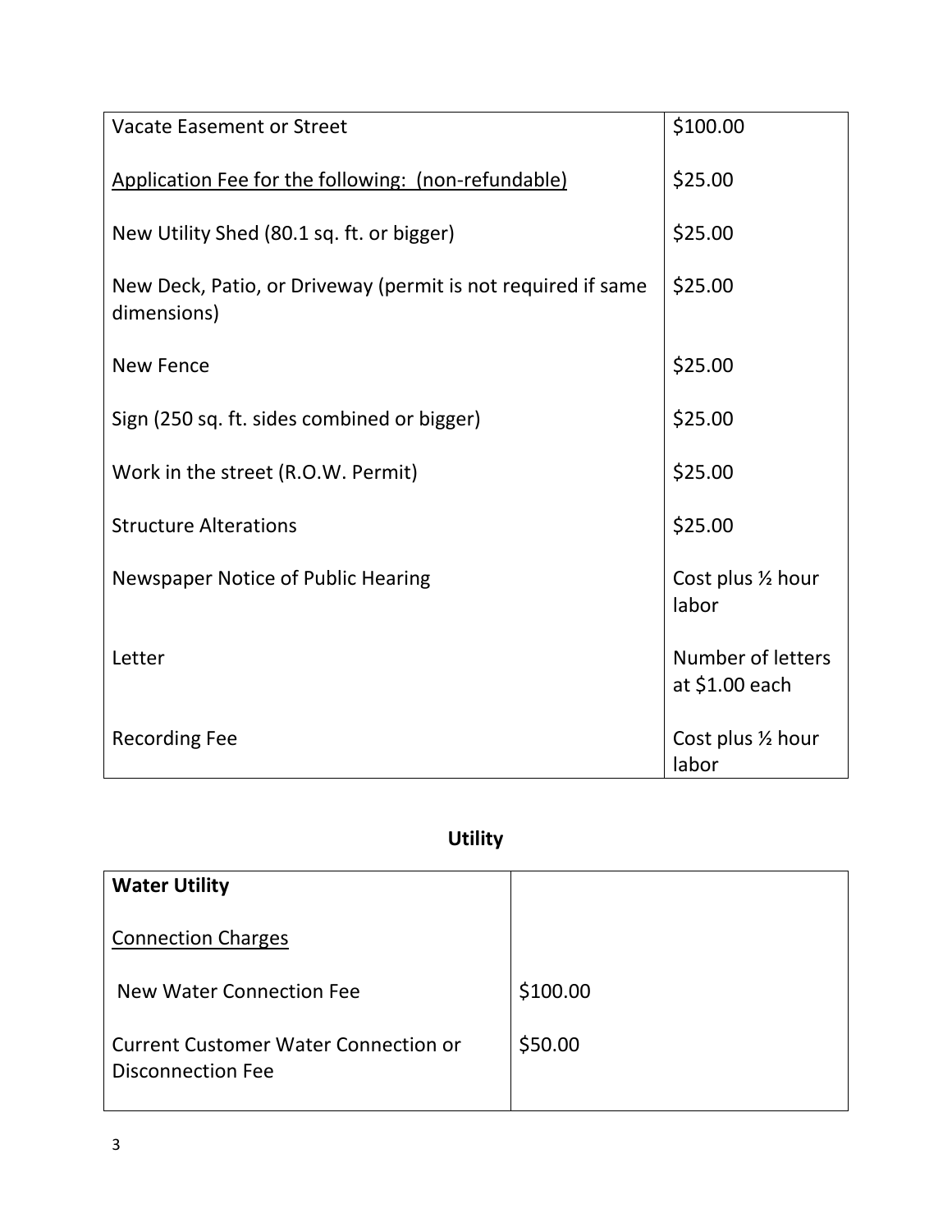| Vacate Easement or Street | \$100.00 |
| --- | --- |
| Application Fee for the following: (non-refundable) | \$25.00 |
| New Utility Shed (80.1 sq. ft. or bigger) | \$25.00 |
| New Deck, Patio, or Driveway (permit is not required if same dimensions) | \$25.00 |
| New Fence | \$25.00 |
| Sign (250 sq. ft. sides combined or bigger) | \$25.00 |
| Work in the street (R.O.W. Permit) | \$25.00 |
| Structure Alterations | \$25.00 |
| Newspaper Notice of Public Hearing | Cost plus ½ hour labor |
| Letter | Number of letters at \$1.00 each |
| Recording Fee | Cost plus ½ hour labor |

## Utility

| **Water Utility** | |
| --- | --- |
| Connection Charges | |
| New Water Connection Fee | \$100.00 |
| Current Customer Water Connection or Disconnection Fee | \$50.00 |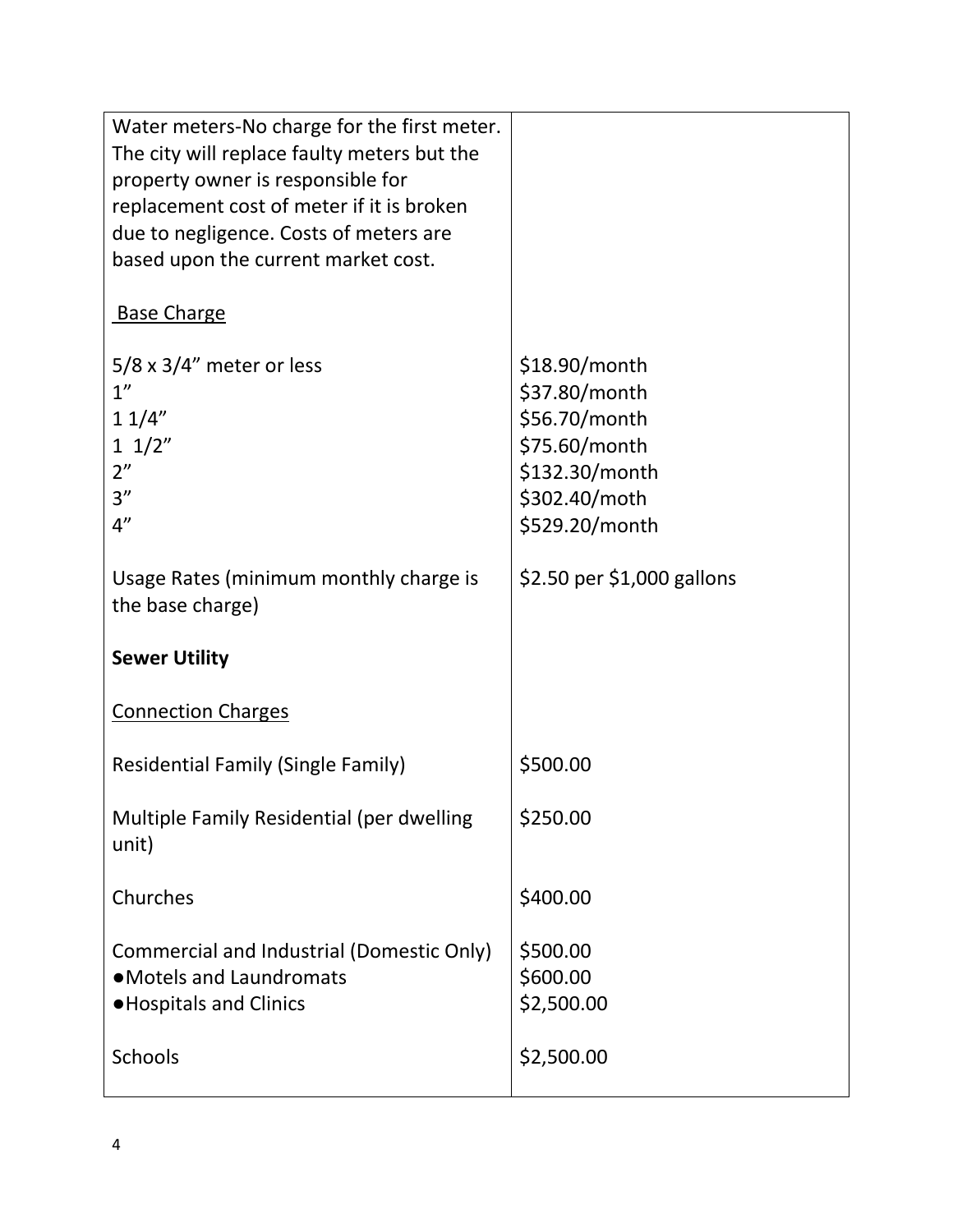| | |
|---|---|
| Water meters-No charge for the first meter. The city will replace faulty meters but the property owner is responsible for replacement cost of meter if it is broken due to negligence. Costs of meters are based upon the current market cost. | |
| <u>Base Charge</u> | |
| 5/8 x 3/4" meter or less | $18.90/month |
| 1" | $37.80/month |
| 1 1/4" | $56.70/month |
| 1 1/2" | $75.60/month |
| 2" | $132.30/month |
| 3" | $302.40/moth |
| 4" | $529.20/month |
| Usage Rates (minimum monthly charge is the base charge) | $2.50 per $1,000 gallons |
| **Sewer Utility** | |
| <u>Connection Charges</u> | |
| Residential Family (Single Family) | $500.00 |
| Multiple Family Residential (per dwelling unit) | $250.00 |
| Churches | $400.00 |
| Commercial and Industrial (Domestic Only) | $500.00 |
| • Motels and Laundromats | $600.00 |
| • Hospitals and Clinics | $2,500.00 |
| Schools | $2,500.00 |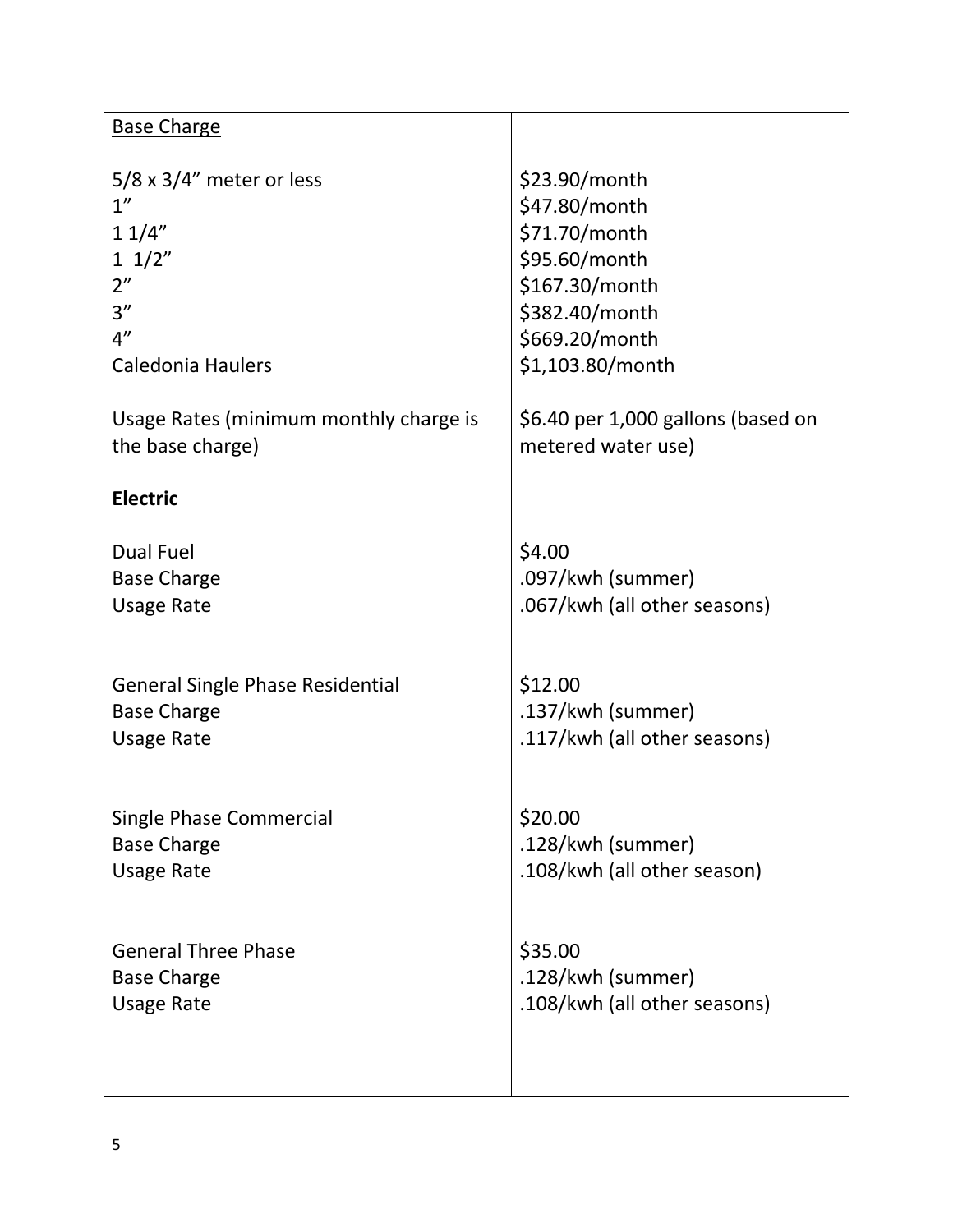| <u>Base Charge</u> | |
|---|---|
| 5/8 x 3/4" meter or less | $23.90/month |
| 1" | $47.80/month |
| 1 1/4" | $71.70/month |
| 1 1/2" | $95.60/month |
| 2" | $167.30/month |
| 3" | $382.40/month |
| 4" | $669.20/month |
| Caledonia Haulers | $1,103.80/month |
| Usage Rates (minimum monthly charge is the base charge) | $6.40 per 1,000 gallons (based on metered water use) |
| **Electric** | |
| Dual Fuel<br>Base Charge<br>Usage Rate | $4.00<br>.097/kwh (summer)<br>.067/kwh (all other seasons) |
| General Single Phase Residential<br>Base Charge<br>Usage Rate | $12.00<br>.137/kwh (summer)<br>.117/kwh (all other seasons) |
| Single Phase Commercial<br>Base Charge<br>Usage Rate | $20.00<br>.128/kwh (summer)<br>.108/kwh (all other season) |
| General Three Phase<br>Base Charge<br>Usage Rate | $35.00<br>.128/kwh (summer)<br>.108/kwh (all other seasons) |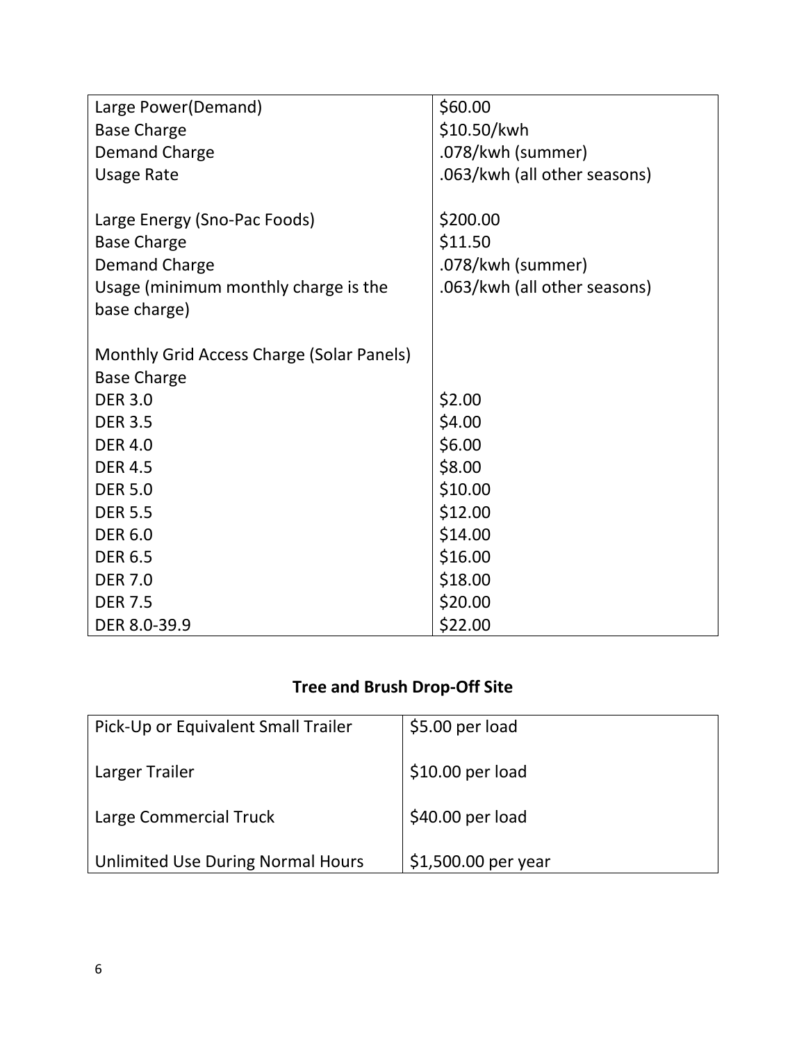| Large Power(Demand)<br>Base Charge<br>Demand Charge<br>Usage Rate<br><br>Large Energy (Sno-Pac Foods)<br>Base Charge<br>Demand Charge<br>Usage (minimum monthly charge is the base charge)<br><br>Monthly Grid Access Charge (Solar Panels)<br>Base Charge | \$60.00<br>\$10.50/kwh<br>.078/kwh (summer)<br>.063/kwh (all other seasons)<br><br>\$200.00<br>\$11.50<br>.078/kwh (summer)<br>.063/kwh (all other seasons) |
|---|---|
| DER 3.0 | \$2.00 |
| DER 3.5 | \$4.00 |
| DER 4.0 | \$6.00 |
| DER 4.5 | \$8.00 |
| DER 5.0 | \$10.00 |
| DER 5.5 | \$12.00 |
| DER 6.0 | \$14.00 |
| DER 6.5 | \$16.00 |
| DER 7.0 | \$18.00 |
| DER 7.5 | \$20.00 |
| DER 8.0-39.9 | \$22.00 |

## Tree and Brush Drop-Off Site

| Pick-Up or Equivalent Small Trailer | \$5.00 per load |
|---|---|
| Larger Trailer | \$10.00 per load |
| Large Commercial Truck | \$40.00 per load |
| Unlimited Use During Normal Hours | \$1,500.00 per year |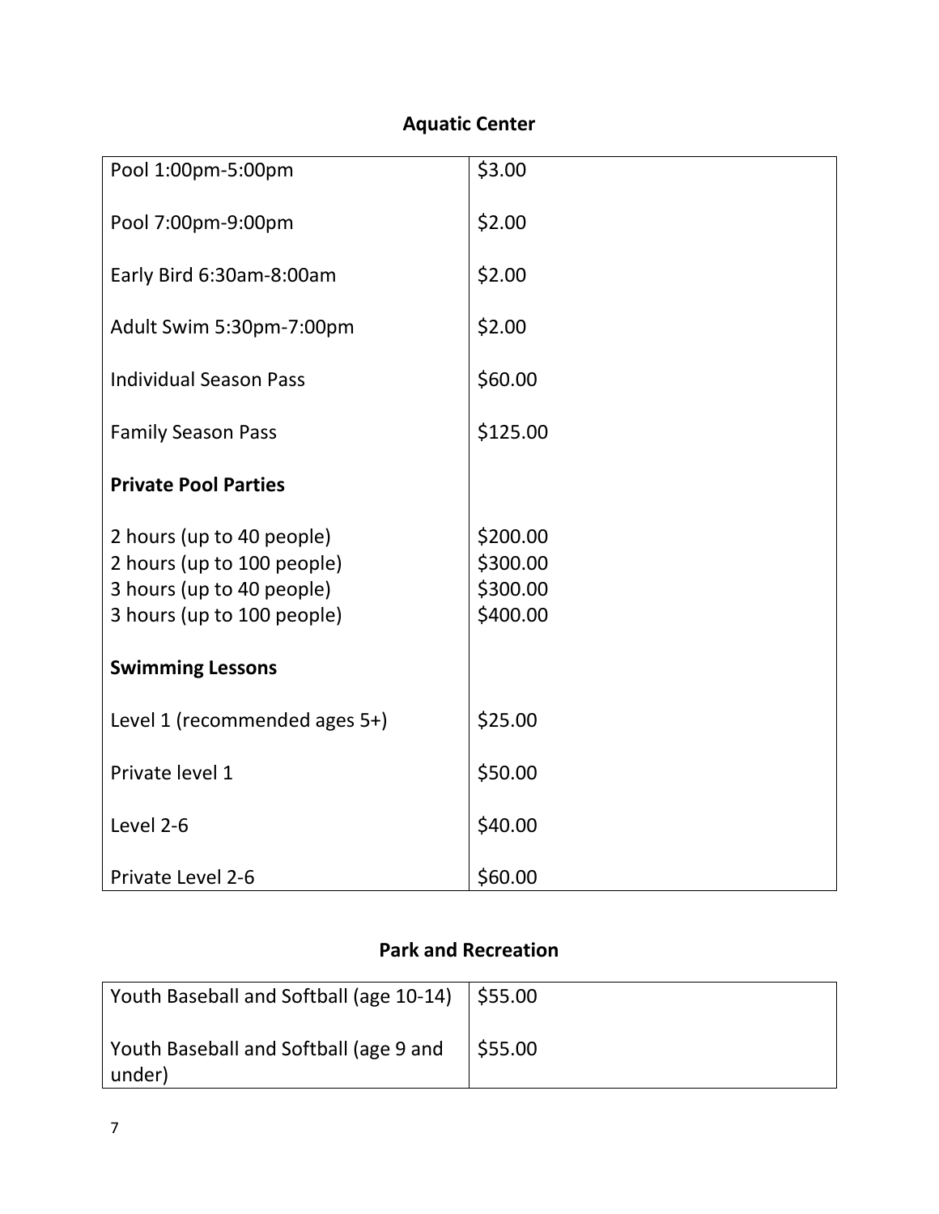## Aquatic Center

| | |
|---|---|
| Pool 1:00pm-5:00pm | $3.00 |
| Pool 7:00pm-9:00pm | $2.00 |
| Early Bird 6:30am-8:00am | $2.00 |
| Adult Swim 5:30pm-7:00pm | $2.00 |
| Individual Season Pass | $60.00 |
| Family Season Pass | $125.00 |
| **Private Pool Parties** | |
| 2 hours (up to 40 people) | $200.00 |
| 2 hours (up to 100 people) | $300.00 |
| 3 hours (up to 40 people) | $300.00 |
| 3 hours (up to 100 people) | $400.00 |
| **Swimming Lessons** | |
| Level 1 (recommended ages 5+) | $25.00 |
| Private level 1 | $50.00 |
| Level 2-6 | $40.00 |
| Private Level 2-6 | $60.00 |

## Park and Recreation

| | |
|---|---|
| Youth Baseball and Softball (age 10-14) | $55.00 |
| Youth Baseball and Softball (age 9 and under) | $55.00 |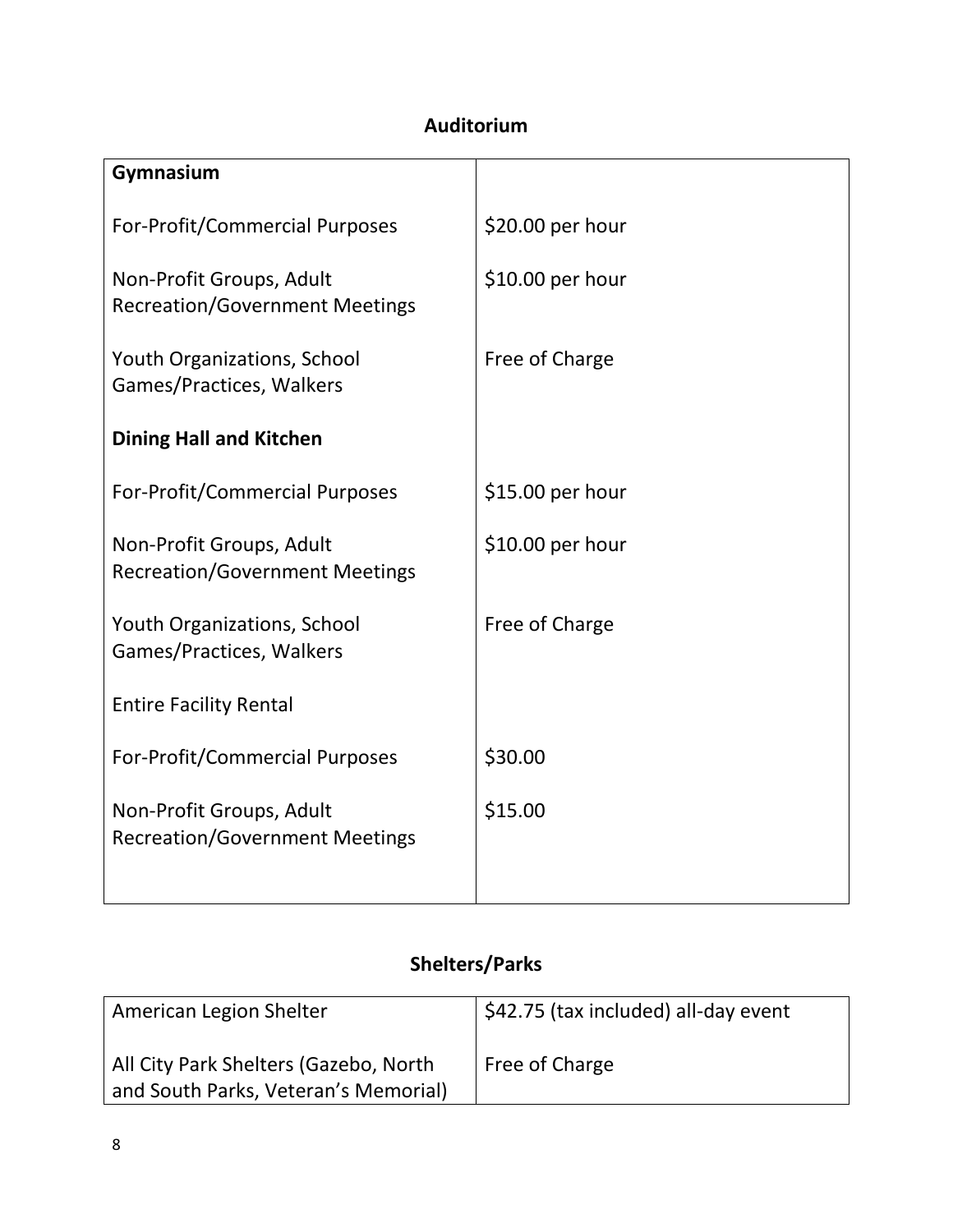## Auditorium

| **Gymnasium** | |
|---|---|
| For-Profit/Commercial Purposes | $20.00 per hour |
| Non-Profit Groups, Adult Recreation/Government Meetings | $10.00 per hour |
| Youth Organizations, School Games/Practices, Walkers | Free of Charge |
| **Dining Hall and Kitchen** | |
| For-Profit/Commercial Purposes | $15.00 per hour |
| Non-Profit Groups, Adult Recreation/Government Meetings | $10.00 per hour |
| Youth Organizations, School Games/Practices, Walkers | Free of Charge |
| Entire Facility Rental | |
| For-Profit/Commercial Purposes | $30.00 |
| Non-Profit Groups, Adult Recreation/Government Meetings | $15.00 |

## Shelters/Parks

| American Legion Shelter | $42.75 (tax included) all-day event |
|---|---|
| All City Park Shelters (Gazebo, North and South Parks, Veteran's Memorial) | Free of Charge |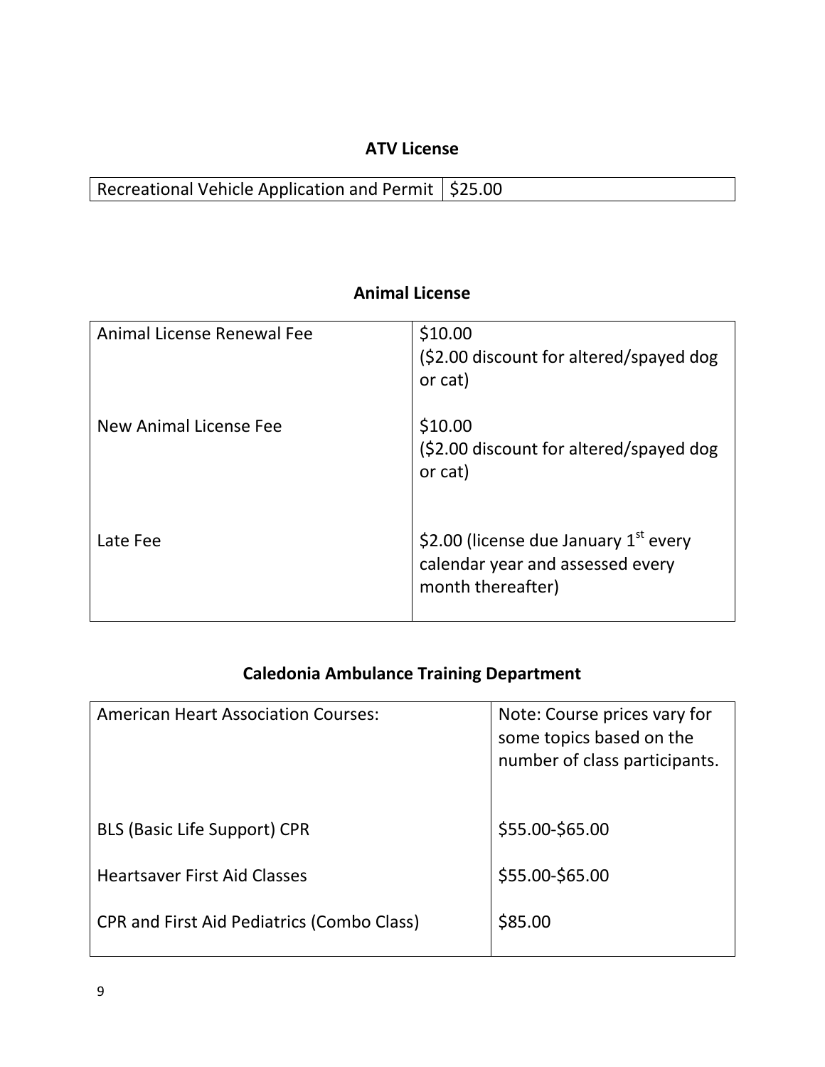## ATV License

| Recreational Vehicle Application and Permit | $25.00 |
|---|---|

## Animal License

| Animal License Renewal Fee | $10.00 ($2.00 discount for altered/spayed dog or cat) |
|---|---|
| New Animal License Fee | $10.00 ($2.00 discount for altered/spayed dog or cat) |
| Late Fee | $2.00 (license due January 1st every calendar year and assessed every month thereafter) |

## Caledonia Ambulance Training Department

| American Heart Association Courses: | Note: Course prices vary for some topics based on the number of class participants. |
|---|---|
| BLS (Basic Life Support) CPR | $55.00-$65.00 |
| Heartsaver First Aid Classes | $55.00-$65.00 |
| CPR and First Aid Pediatrics (Combo Class) | $85.00 |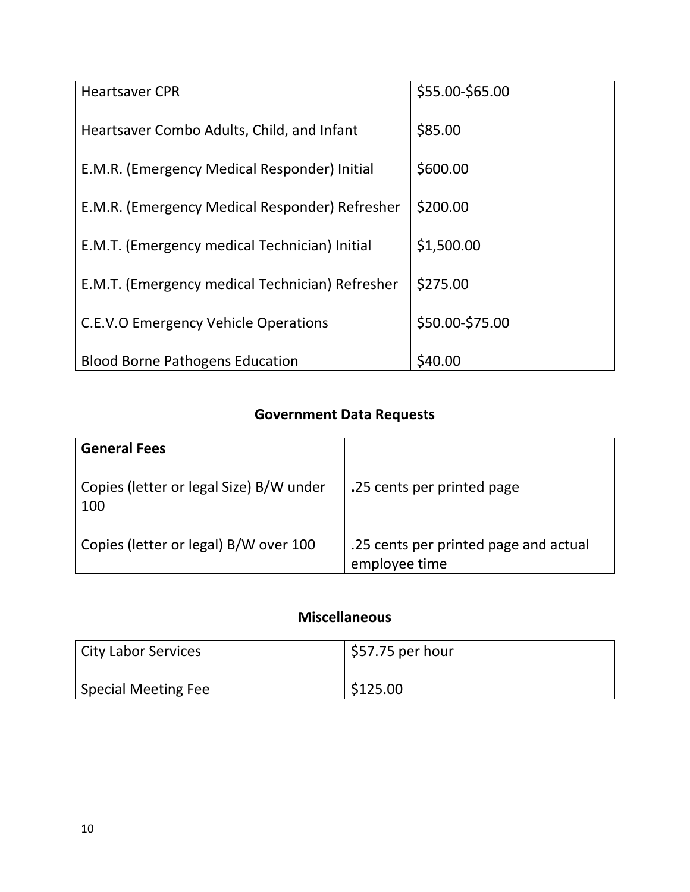| | |
|---|---|
| Heartsaver CPR | \$55.00-\$65.00 |
| Heartsaver Combo Adults, Child, and Infant | \$85.00 |
| E.M.R. (Emergency Medical Responder) Initial | \$600.00 |
| E.M.R. (Emergency Medical Responder) Refresher | \$200.00 |
| E.M.T. (Emergency medical Technician) Initial | \$1,500.00 |
| E.M.T. (Emergency medical Technician) Refresher | \$275.00 |
| C.E.V.O Emergency Vehicle Operations | \$50.00-\$75.00 |
| Blood Borne Pathogens Education | \$40.00 |

## Government Data Requests

| **General Fees** | |
|---|---|
| Copies (letter or legal Size) B/W under 100 | **.**25 cents per printed page |
| Copies (letter or legal) B/W over 100 | .25 cents per printed page and actual employee time |

## Miscellaneous

| | |
|---|---|
| City Labor Services | \$57.75 per hour |
| Special Meeting Fee | \$125.00 |